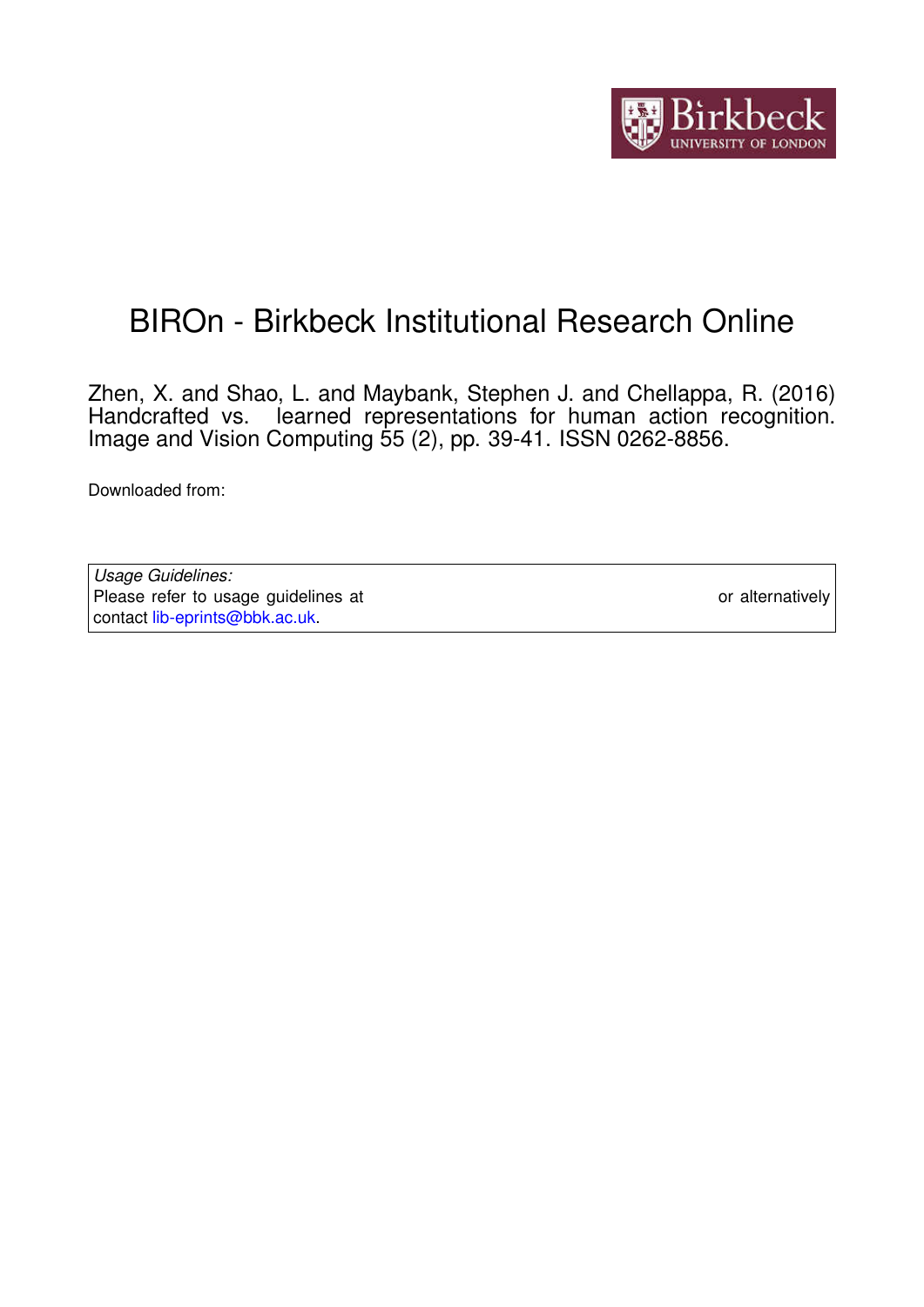# BIROn - Birkbeck Institutional Research Online

Zhen, X. and Shao, L. and Maybank, Stephen J. and Chellappa, R. (2016) Handcrafted vs. learned representations for human action recognition. Image and Vision Computing 55 (2), pp. 39-41. ISSN 0262-8856.

Downloaded from:

*Usage Guidelines:*
Please refer to usage guidelines at or alternatively contact lib-eprints@bbk.ac.uk.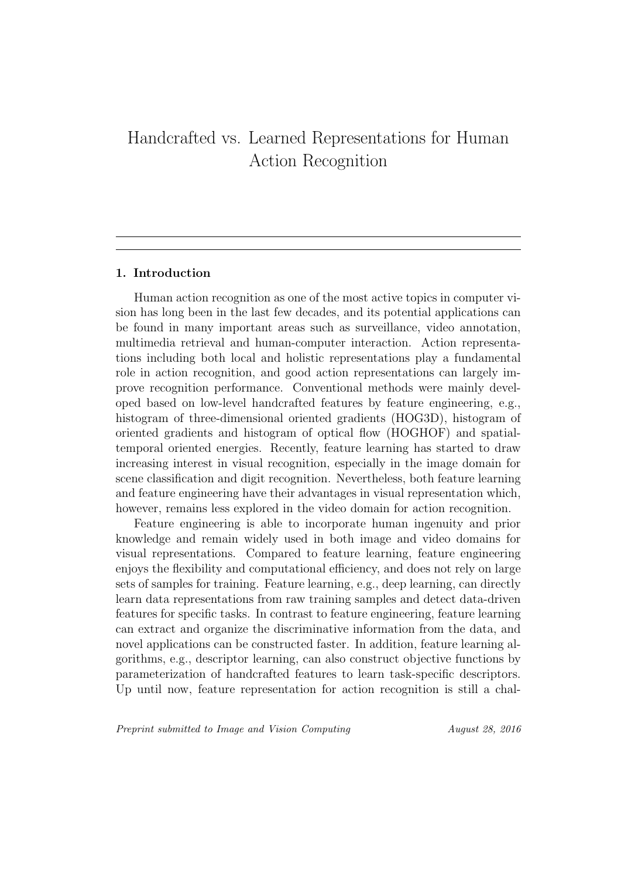# Handcrafted vs. Learned Representations for Human Action Recognition

## 1. Introduction

Human action recognition as one of the most active topics in computer vision has long been in the last few decades, and its potential applications can be found in many important areas such as surveillance, video annotation, multimedia retrieval and human-computer interaction. Action representations including both local and holistic representations play a fundamental role in action recognition, and good action representations can largely improve recognition performance. Conventional methods were mainly developed based on low-level handcrafted features by feature engineering, e.g., histogram of three-dimensional oriented gradients (HOG3D), histogram of oriented gradients and histogram of optical flow (HOGHOF) and spatial-temporal oriented energies. Recently, feature learning has started to draw increasing interest in visual recognition, especially in the image domain for scene classification and digit recognition. Nevertheless, both feature learning and feature engineering have their advantages in visual representation which, however, remains less explored in the video domain for action recognition.

Feature engineering is able to incorporate human ingenuity and prior knowledge and remain widely used in both image and video domains for visual representations. Compared to feature learning, feature engineering enjoys the flexibility and computational efficiency, and does not rely on large sets of samples for training. Feature learning, e.g., deep learning, can directly learn data representations from raw training samples and detect data-driven features for specific tasks. In contrast to feature engineering, feature learning can extract and organize the discriminative information from the data, and novel applications can be constructed faster. In addition, feature learning algorithms, e.g., descriptor learning, can also construct objective functions by parameterization of handcrafted features to learn task-specific descriptors. Up until now, feature representation for action recognition is still a chal-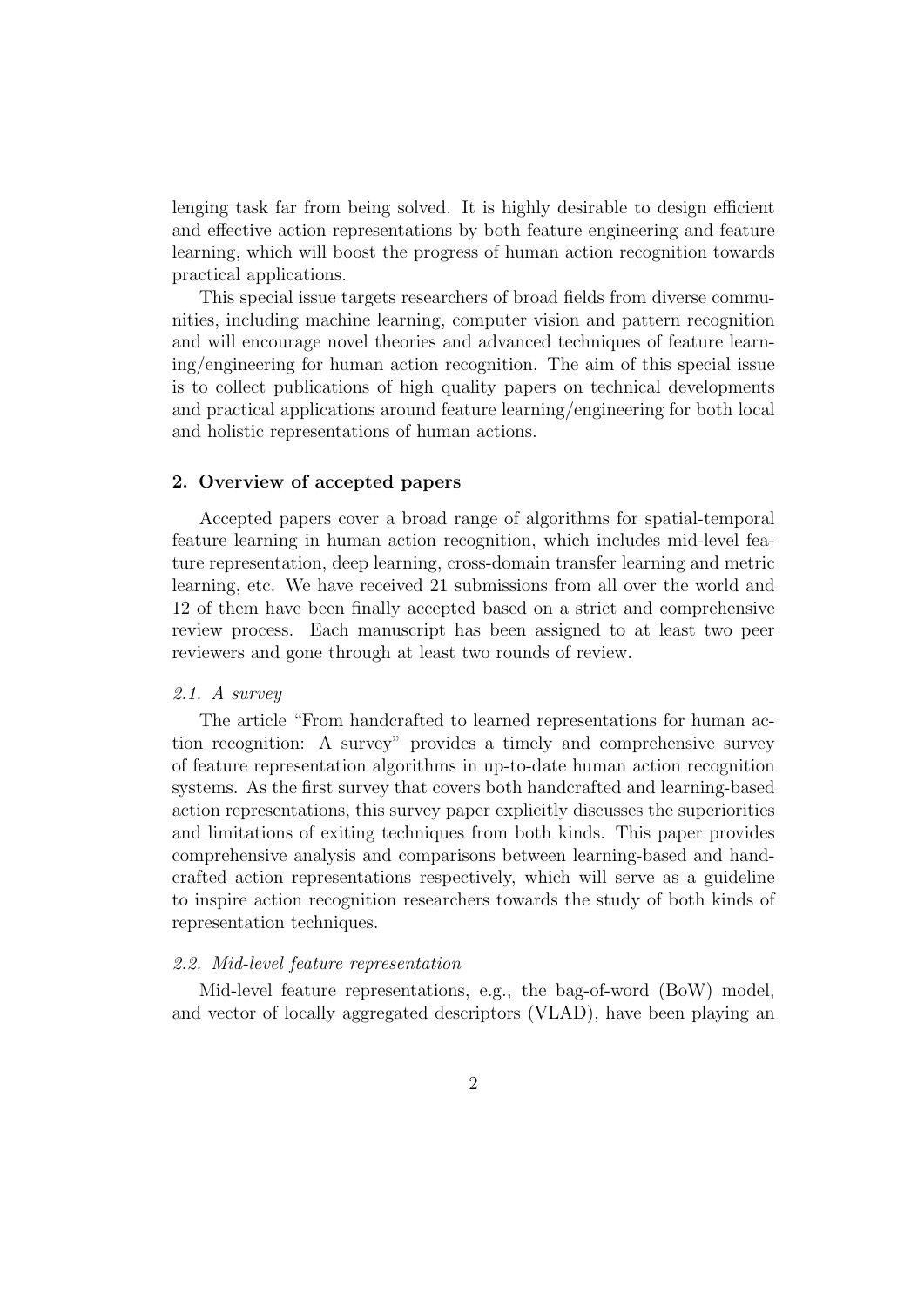lenging task far from being solved. It is highly desirable to design efficient and effective action representations by both feature engineering and feature learning, which will boost the progress of human action recognition towards practical applications.

This special issue targets researchers of broad fields from diverse communities, including machine learning, computer vision and pattern recognition and will encourage novel theories and advanced techniques of feature learning/engineering for human action recognition. The aim of this special issue is to collect publications of high quality papers on technical developments and practical applications around feature learning/engineering for both local and holistic representations of human actions.

## 2. Overview of accepted papers

Accepted papers cover a broad range of algorithms for spatial-temporal feature learning in human action recognition, which includes mid-level feature representation, deep learning, cross-domain transfer learning and metric learning, etc. We have received 21 submissions from all over the world and 12 of them have been finally accepted based on a strict and comprehensive review process. Each manuscript has been assigned to at least two peer reviewers and gone through at least two rounds of review.

### *2.1. A survey*

The article "From handcrafted to learned representations for human action recognition: A survey" provides a timely and comprehensive survey of feature representation algorithms in up-to-date human action recognition systems. As the first survey that covers both handcrafted and learning-based action representations, this survey paper explicitly discusses the superiorities and limitations of exiting techniques from both kinds. This paper provides comprehensive analysis and comparisons between learning-based and handcrafted action representations respectively, which will serve as a guideline to inspire action recognition researchers towards the study of both kinds of representation techniques.

### *2.2. Mid-level feature representation*

Mid-level feature representations, e.g., the bag-of-word (BoW) model, and vector of locally aggregated descriptors (VLAD), have been playing an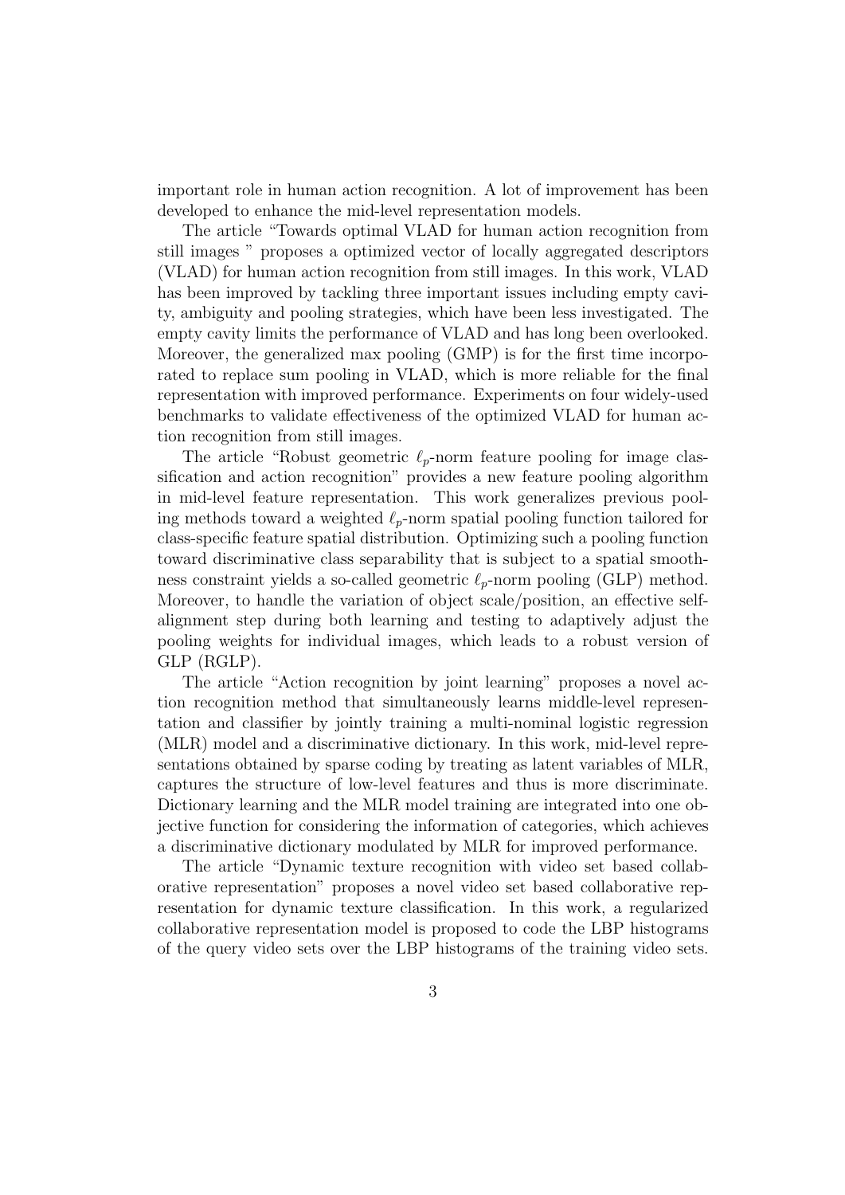important role in human action recognition. A lot of improvement has been developed to enhance the mid-level representation models.

The article "Towards optimal VLAD for human action recognition from still images " proposes a optimized vector of locally aggregated descriptors (VLAD) for human action recognition from still images. In this work, VLAD has been improved by tackling three important issues including empty cavity, ambiguity and pooling strategies, which have been less investigated. The empty cavity limits the performance of VLAD and has long been overlooked. Moreover, the generalized max pooling (GMP) is for the first time incorporated to replace sum pooling in VLAD, which is more reliable for the final representation with improved performance. Experiments on four widely-used benchmarks to validate effectiveness of the optimized VLAD for human action recognition from still images.

The article "Robust geometric $\ell_p$-norm feature pooling for image classification and action recognition" provides a new feature pooling algorithm in mid-level feature representation. This work generalizes previous pooling methods toward a weighted $\ell_p$-norm spatial pooling function tailored for class-specific feature spatial distribution. Optimizing such a pooling function toward discriminative class separability that is subject to a spatial smoothness constraint yields a so-called geometric $\ell_p$-norm pooling (GLP) method. Moreover, to handle the variation of object scale/position, an effective self-alignment step during both learning and testing to adaptively adjust the pooling weights for individual images, which leads to a robust version of GLP (RGLP).

The article "Action recognition by joint learning" proposes a novel action recognition method that simultaneously learns middle-level representation and classifier by jointly training a multi-nominal logistic regression (MLR) model and a discriminative dictionary. In this work, mid-level representations obtained by sparse coding by treating as latent variables of MLR, captures the structure of low-level features and thus is more discriminate. Dictionary learning and the MLR model training are integrated into one objective function for considering the information of categories, which achieves a discriminative dictionary modulated by MLR for improved performance.

The article "Dynamic texture recognition with video set based collaborative representation" proposes a novel video set based collaborative representation for dynamic texture classification. In this work, a regularized collaborative representation model is proposed to code the LBP histograms of the query video sets over the LBP histograms of the training video sets.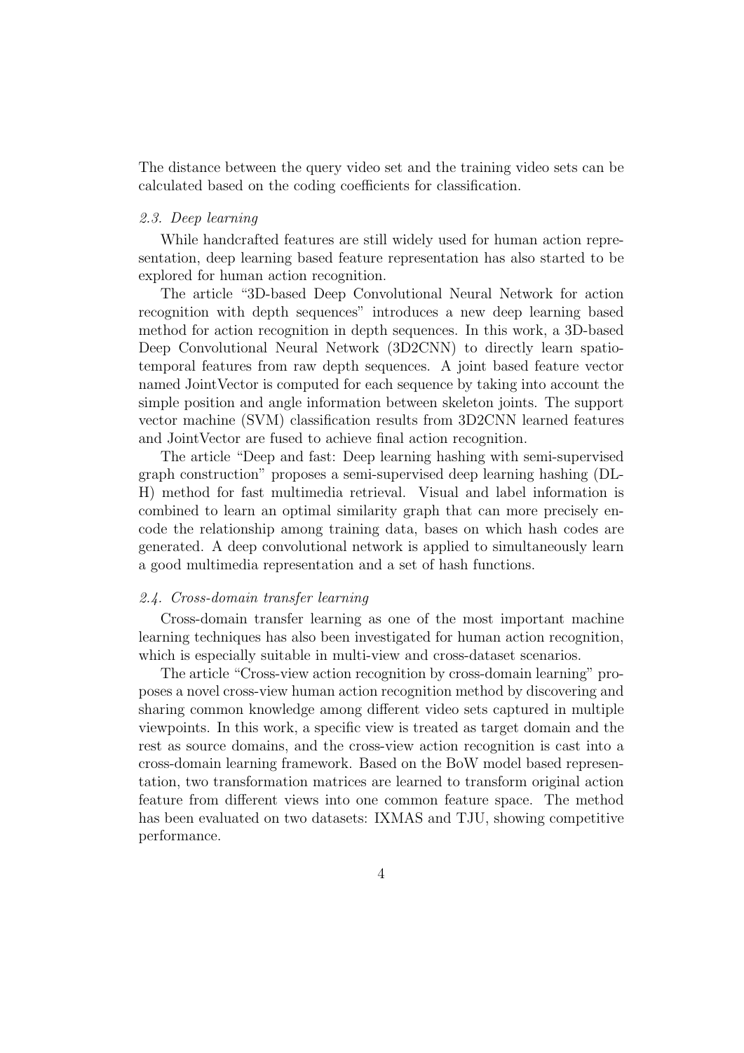The distance between the query video set and the training video sets can be calculated based on the coding coefficients for classification.

### *2.3. Deep learning*

While handcrafted features are still widely used for human action representation, deep learning based feature representation has also started to be explored for human action recognition.

The article "3D-based Deep Convolutional Neural Network for action recognition with depth sequences" introduces a new deep learning based method for action recognition in depth sequences. In this work, a 3D-based Deep Convolutional Neural Network (3D2CNN) to directly learn spatio-temporal features from raw depth sequences. A joint based feature vector named JointVector is computed for each sequence by taking into account the simple position and angle information between skeleton joints. The support vector machine (SVM) classification results from 3D2CNN learned features and JointVector are fused to achieve final action recognition.

The article "Deep and fast: Deep learning hashing with semi-supervised graph construction" proposes a semi-supervised deep learning hashing (DL-H) method for fast multimedia retrieval. Visual and label information is combined to learn an optimal similarity graph that can more precisely encode the relationship among training data, bases on which hash codes are generated. A deep convolutional network is applied to simultaneously learn a good multimedia representation and a set of hash functions.

### *2.4. Cross-domain transfer learning*

Cross-domain transfer learning as one of the most important machine learning techniques has also been investigated for human action recognition, which is especially suitable in multi-view and cross-dataset scenarios.

The article "Cross-view action recognition by cross-domain learning" proposes a novel cross-view human action recognition method by discovering and sharing common knowledge among different video sets captured in multiple viewpoints. In this work, a specific view is treated as target domain and the rest as source domains, and the cross-view action recognition is cast into a cross-domain learning framework. Based on the BoW model based representation, two transformation matrices are learned to transform original action feature from different views into one common feature space. The method has been evaluated on two datasets: IXMAS and TJU, showing competitive performance.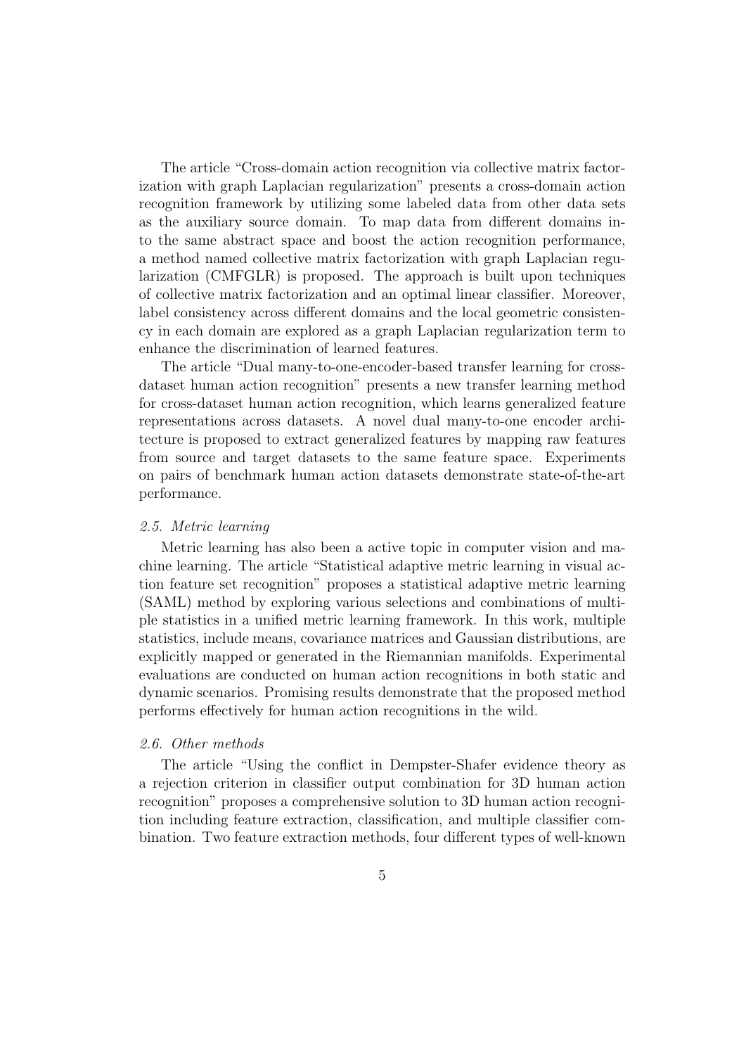The article "Cross-domain action recognition via collective matrix factorization with graph Laplacian regularization" presents a cross-domain action recognition framework by utilizing some labeled data from other data sets as the auxiliary source domain. To map data from different domains into the same abstract space and boost the action recognition performance, a method named collective matrix factorization with graph Laplacian regularization (CMFGLR) is proposed. The approach is built upon techniques of collective matrix factorization and an optimal linear classifier. Moreover, label consistency across different domains and the local geometric consistency in each domain are explored as a graph Laplacian regularization term to enhance the discrimination of learned features.

The article "Dual many-to-one-encoder-based transfer learning for cross-dataset human action recognition" presents a new transfer learning method for cross-dataset human action recognition, which learns generalized feature representations across datasets. A novel dual many-to-one encoder architecture is proposed to extract generalized features by mapping raw features from source and target datasets to the same feature space. Experiments on pairs of benchmark human action datasets demonstrate state-of-the-art performance.

### *2.5. Metric learning*

Metric learning has also been a active topic in computer vision and machine learning. The article "Statistical adaptive metric learning in visual action feature set recognition" proposes a statistical adaptive metric learning (SAML) method by exploring various selections and combinations of multiple statistics in a unified metric learning framework. In this work, multiple statistics, include means, covariance matrices and Gaussian distributions, are explicitly mapped or generated in the Riemannian manifolds. Experimental evaluations are conducted on human action recognitions in both static and dynamic scenarios. Promising results demonstrate that the proposed method performs effectively for human action recognitions in the wild.

### *2.6. Other methods*

The article "Using the conflict in Dempster-Shafer evidence theory as a rejection criterion in classifier output combination for 3D human action recognition" proposes a comprehensive solution to 3D human action recognition including feature extraction, classification, and multiple classifier combination. Two feature extraction methods, four different types of well-known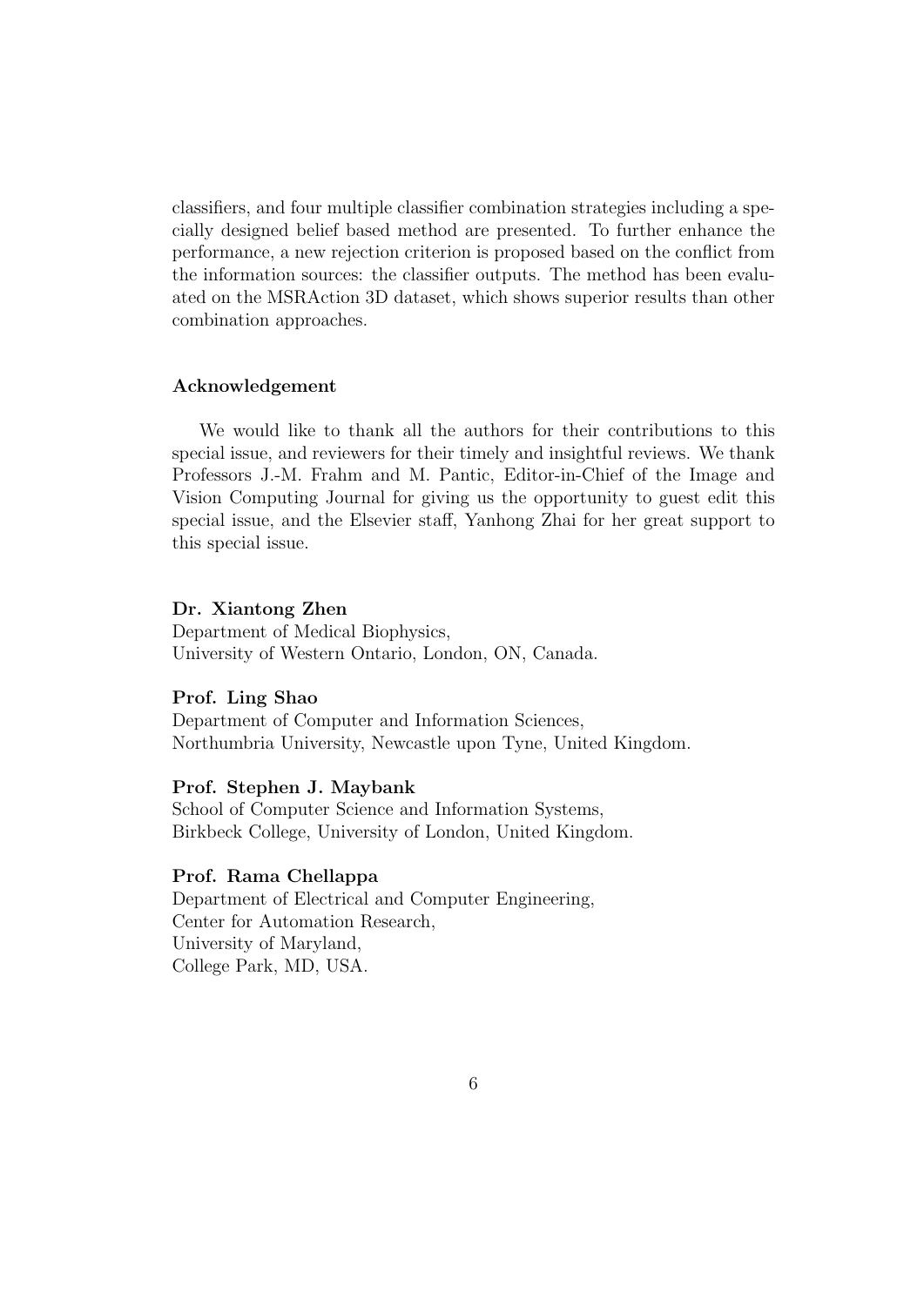classifiers, and four multiple classifier combination strategies including a specially designed belief based method are presented. To further enhance the performance, a new rejection criterion is proposed based on the conflict from the information sources: the classifier outputs. The method has been evaluated on the MSRAction 3D dataset, which shows superior results than other combination approaches.

#### Acknowledgement

We would like to thank all the authors for their contributions to this special issue, and reviewers for their timely and insightful reviews. We thank Professors J.-M. Frahm and M. Pantic, Editor-in-Chief of the Image and Vision Computing Journal for giving us the opportunity to guest edit this special issue, and the Elsevier staff, Yanhong Zhai for her great support to this special issue.

**Dr. Xiantong Zhen**
Department of Medical Biophysics,
University of Western Ontario, London, ON, Canada.

**Prof. Ling Shao**
Department of Computer and Information Sciences,
Northumbria University, Newcastle upon Tyne, United Kingdom.

**Prof. Stephen J. Maybank**
School of Computer Science and Information Systems,
Birkbeck College, University of London, United Kingdom.

**Prof. Rama Chellappa**
Department of Electrical and Computer Engineering,
Center for Automation Research,
University of Maryland,
College Park, MD, USA.